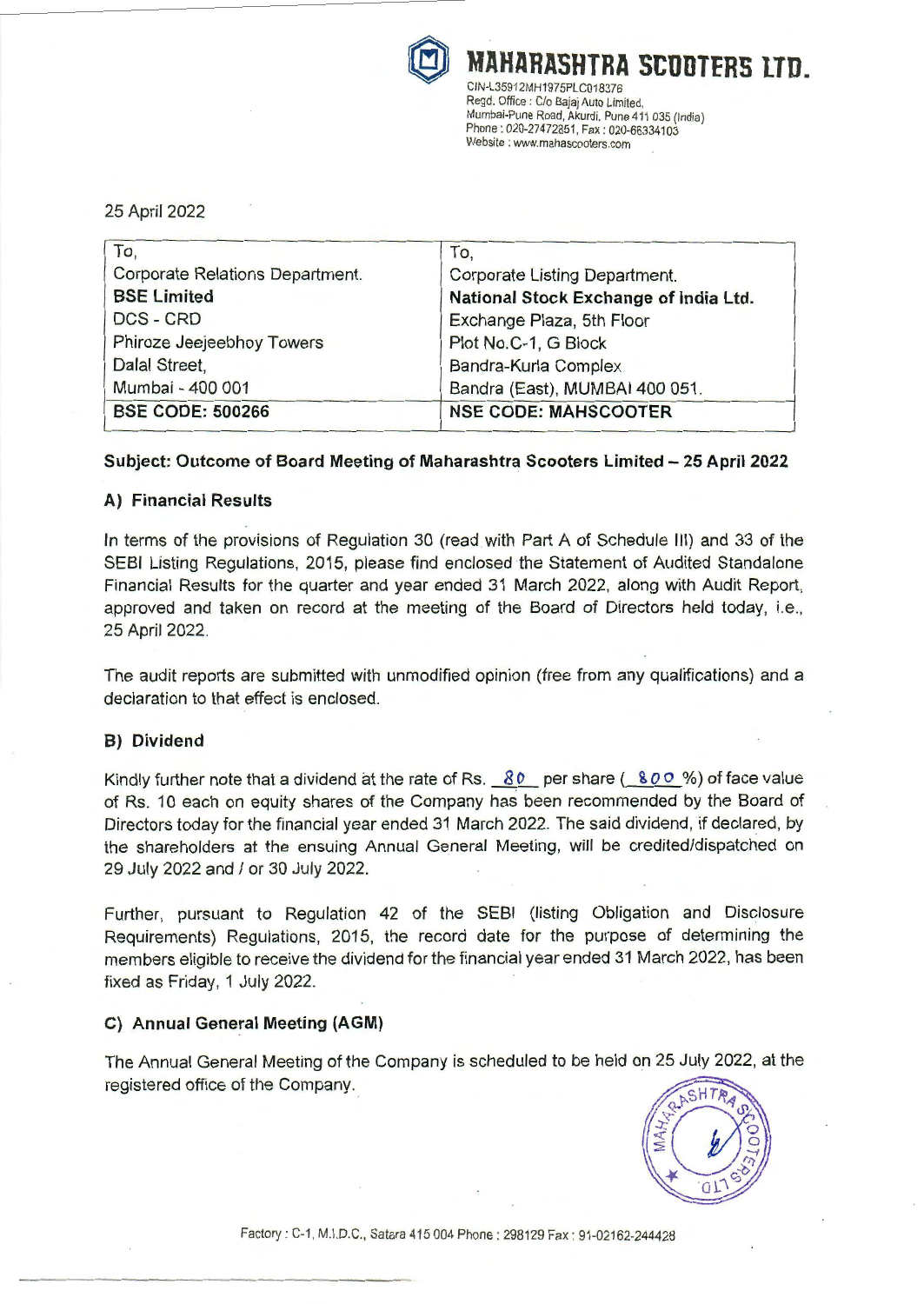# MAHARASHTRA SCOOTERS LTD.

CIN-L35912MH1975PLC018376
Regd. Office : C/o Bajaj Auto Limited,
Mumbai-Pune Road, Akurdi, Pune 411 035 (India)
Phone : 020-27472851, Fax : 020-66334103
Website : www.mahascooters.com

25 April 2022

| To, | To, |
|---|---|
| Corporate Relations Department. | Corporate Listing Department. |
| **BSE Limited** | **National Stock Exchange of India Ltd.** |
| DCS - CRD | Exchange Plaza, 5th Floor |
| Phiroze Jeejeebhoy Towers | Plot No.C-1, G Block |
| Dalal Street, | Bandra-Kurla Complex |
| Mumbai - 400 001 | Bandra (East), MUMBAI 400 051. |
| **BSE CODE: 500266** | **NSE CODE: MAHSCOOTER** |

**Subject: Outcome of Board Meeting of Maharashtra Scooters Limited – 25 April 2022**

## A) Financial Results

In terms of the provisions of Regulation 30 (read with Part A of Schedule III) and 33 of the SEBI Listing Regulations, 2015, please find enclosed the Statement of Audited Standalone Financial Results for the quarter and year ended 31 March 2022, along with Audit Report, approved and taken on record at the meeting of the Board of Directors held today, i.e., 25 April 2022.

The audit reports are submitted with unmodified opinion (free from any qualifications) and a declaration to that effect is enclosed.

## B) Dividend

Kindly further note that a dividend at the rate of Rs. 80 per share (800 %) of face value of Rs. 10 each on equity shares of the Company has been recommended by the Board of Directors today for the financial year ended 31 March 2022. The said dividend, if declared, by the shareholders at the ensuing Annual General Meeting, will be credited/dispatched on 29 July 2022 and / or 30 July 2022.

Further, pursuant to Regulation 42 of the SEBI (listing Obligation and Disclosure Requirements) Regulations, 2015, the record date for the purpose of determining the members eligible to receive the dividend for the financial year ended 31 March 2022, has been fixed as Friday, 1 July 2022.

## C) Annual General Meeting (AGM)

The Annual General Meeting of the Company is scheduled to be held on 25 July 2022, at the registered office of the Company.

Factory : C-1, M.I.D.C., Satara 415 004 Phone : 298129 Fax : 91-02162-244428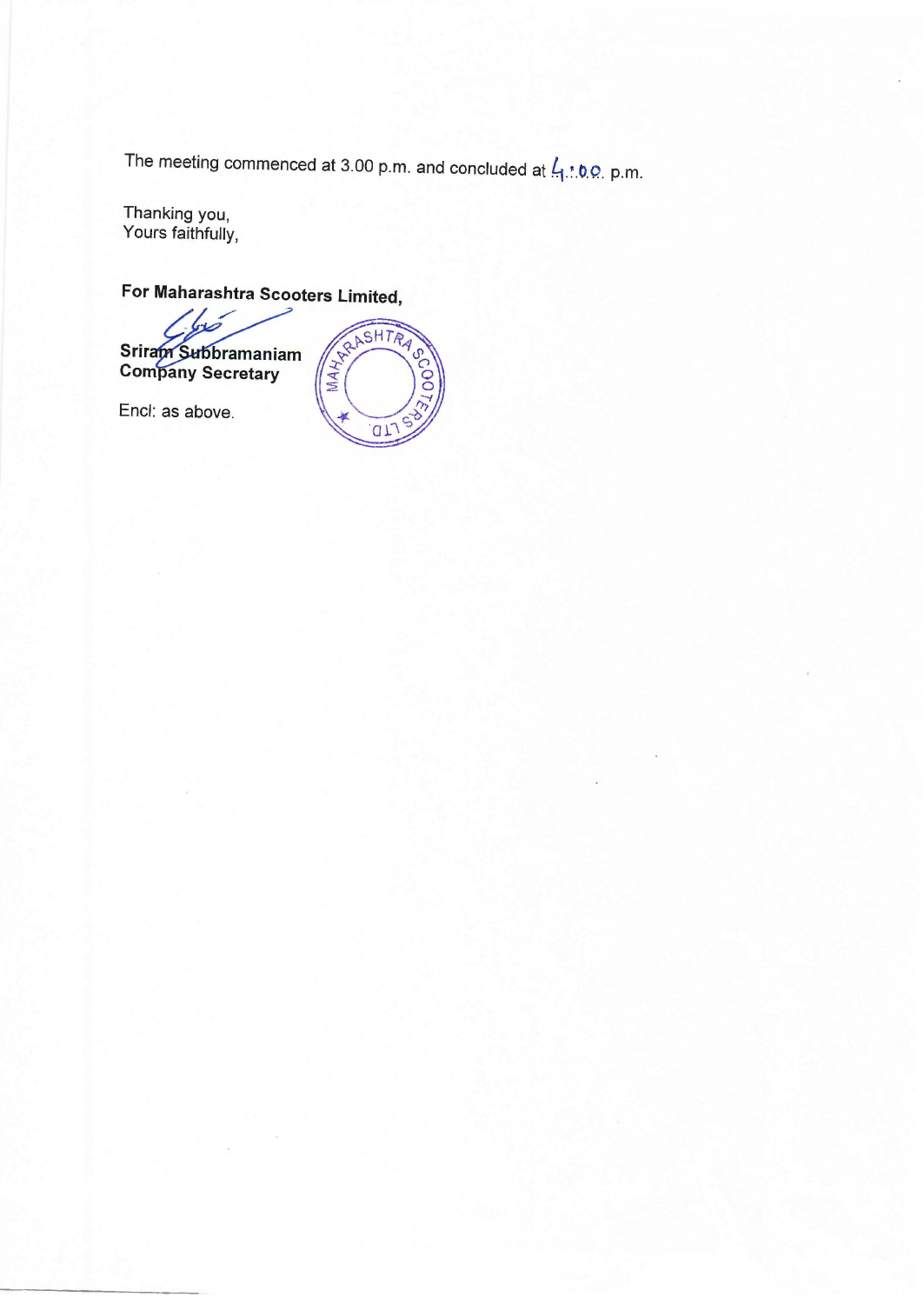The meeting commenced at 3.00 p.m. and concluded at 4.00 p.m.

Thanking you,
Yours faithfully,

**For Maharashtra Scooters Limited,**

**Sriram Subbramaniam**
**Company Secretary**

Encl: as above.